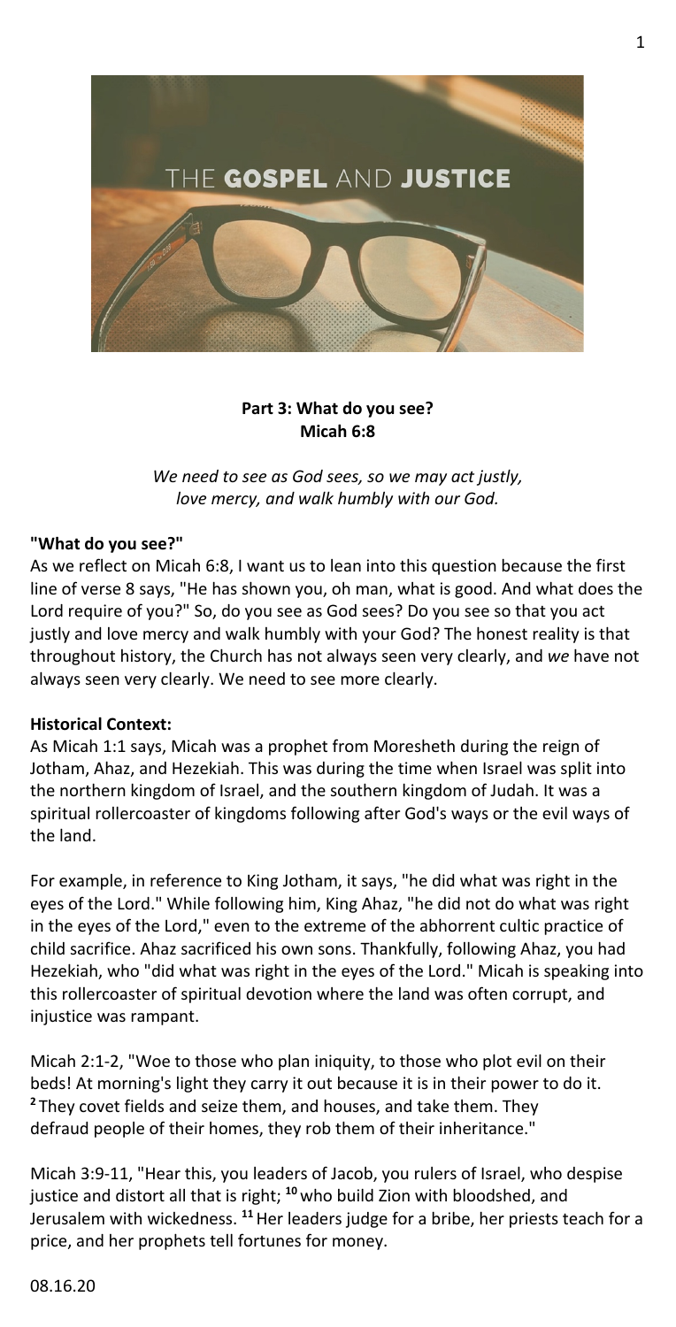THE **GOSPEL** AND **JUSTICE**

**Part 3: What do you see?**
**Micah 6:8**

*We need to see as God sees, so we may act justly, love mercy, and walk humbly with our God.*

**"What do you see?"**
As we reflect on Micah 6:8, I want us to lean into this question because the first line of verse 8 says, "He has shown you, oh man, what is good. And what does the Lord require of you?" So, do you see as God sees? Do you see so that you act justly and love mercy and walk humbly with your God? The honest reality is that throughout history, the Church has not always seen very clearly, and *we* have not always seen very clearly. We need to see more clearly.

**Historical Context:**
As Micah 1:1 says, Micah was a prophet from Moresheth during the reign of Jotham, Ahaz, and Hezekiah. This was during the time when Israel was split into the northern kingdom of Israel, and the southern kingdom of Judah. It was a spiritual rollercoaster of kingdoms following after God's ways or the evil ways of the land.

For example, in reference to King Jotham, it says, "he did what was right in the eyes of the Lord." While following him, King Ahaz, "he did not do what was right in the eyes of the Lord," even to the extreme of the abhorrent cultic practice of child sacrifice. Ahaz sacrificed his own sons. Thankfully, following Ahaz, you had Hezekiah, who "did what was right in the eyes of the Lord." Micah is speaking into this rollercoaster of spiritual devotion where the land was often corrupt, and injustice was rampant.

Micah 2:1-2, "Woe to those who plan iniquity, to those who plot evil on their beds! At morning's light they carry it out because it is in their power to do it. **2** They covet fields and seize them, and houses, and take them. They defraud people of their homes, they rob them of their inheritance."

Micah 3:9-11, "Hear this, you leaders of Jacob, you rulers of Israel, who despise justice and distort all that is right; **10** who build Zion with bloodshed, and Jerusalem with wickedness. **11** Her leaders judge for a bribe, her priests teach for a price, and her prophets tell fortunes for money.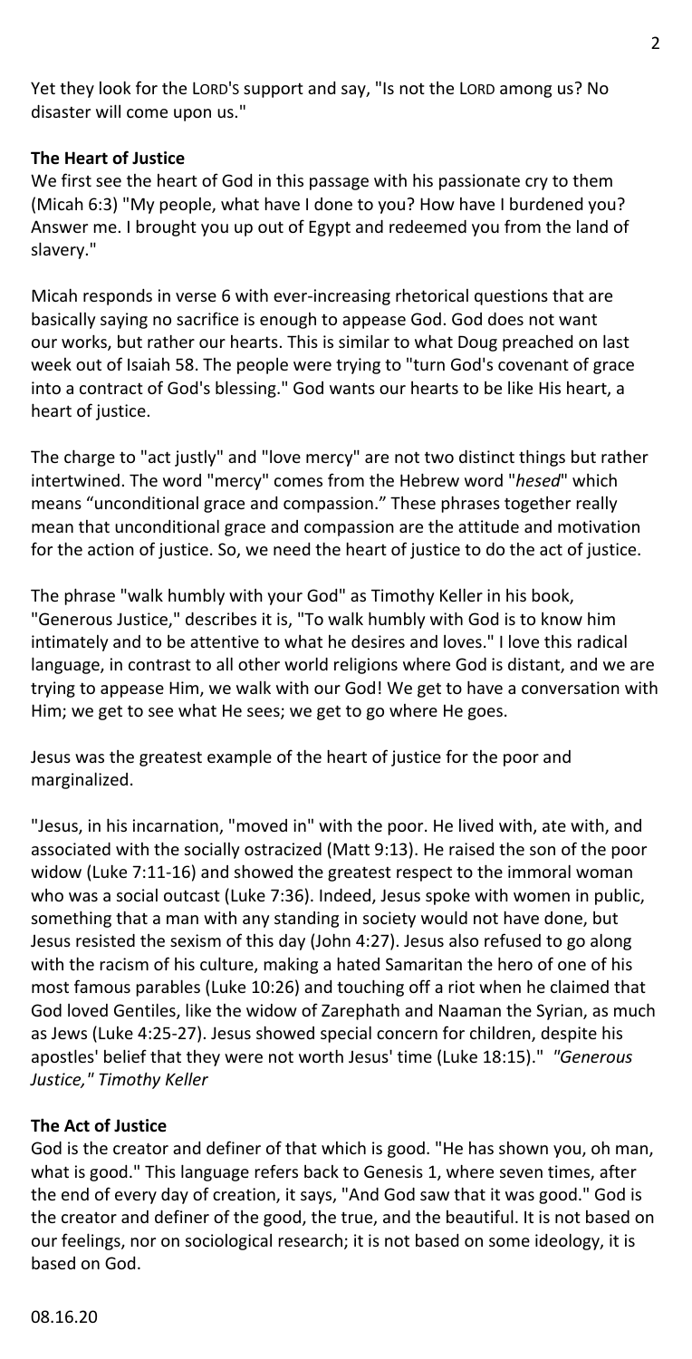Yet they look for the LORD'S support and say, "Is not the LORD among us? No disaster will come upon us."

**The Heart of Justice**

We first see the heart of God in this passage with his passionate cry to them (Micah 6:3) "My people, what have I done to you? How have I burdened you? Answer me. I brought you up out of Egypt and redeemed you from the land of slavery."

Micah responds in verse 6 with ever-increasing rhetorical questions that are basically saying no sacrifice is enough to appease God. God does not want our works, but rather our hearts. This is similar to what Doug preached on last week out of Isaiah 58. The people were trying to "turn God's covenant of grace into a contract of God's blessing." God wants our hearts to be like His heart, a heart of justice.

The charge to "act justly" and "love mercy" are not two distinct things but rather intertwined. The word "mercy" comes from the Hebrew word "*hesed*" which means "unconditional grace and compassion." These phrases together really mean that unconditional grace and compassion are the attitude and motivation for the action of justice. So, we need the heart of justice to do the act of justice.

The phrase "walk humbly with your God" as Timothy Keller in his book, "Generous Justice," describes it is, "To walk humbly with God is to know him intimately and to be attentive to what he desires and loves." I love this radical language, in contrast to all other world religions where God is distant, and we are trying to appease Him, we walk with our God! We get to have a conversation with Him; we get to see what He sees; we get to go where He goes.

Jesus was the greatest example of the heart of justice for the poor and marginalized.

"Jesus, in his incarnation, "moved in" with the poor. He lived with, ate with, and associated with the socially ostracized (Matt 9:13). He raised the son of the poor widow (Luke 7:11-16) and showed the greatest respect to the immoral woman who was a social outcast (Luke 7:36). Indeed, Jesus spoke with women in public, something that a man with any standing in society would not have done, but Jesus resisted the sexism of this day (John 4:27). Jesus also refused to go along with the racism of his culture, making a hated Samaritan the hero of one of his most famous parables (Luke 10:26) and touching off a riot when he claimed that God loved Gentiles, like the widow of Zarephath and Naaman the Syrian, as much as Jews (Luke 4:25-27). Jesus showed special concern for children, despite his apostles' belief that they were not worth Jesus' time (Luke 18:15)." *"Generous Justice," Timothy Keller*

**The Act of Justice**

God is the creator and definer of that which is good. "He has shown you, oh man, what is good." This language refers back to Genesis 1, where seven times, after the end of every day of creation, it says, "And God saw that it was good." God is the creator and definer of the good, the true, and the beautiful. It is not based on our feelings, nor on sociological research; it is not based on some ideology, it is based on God.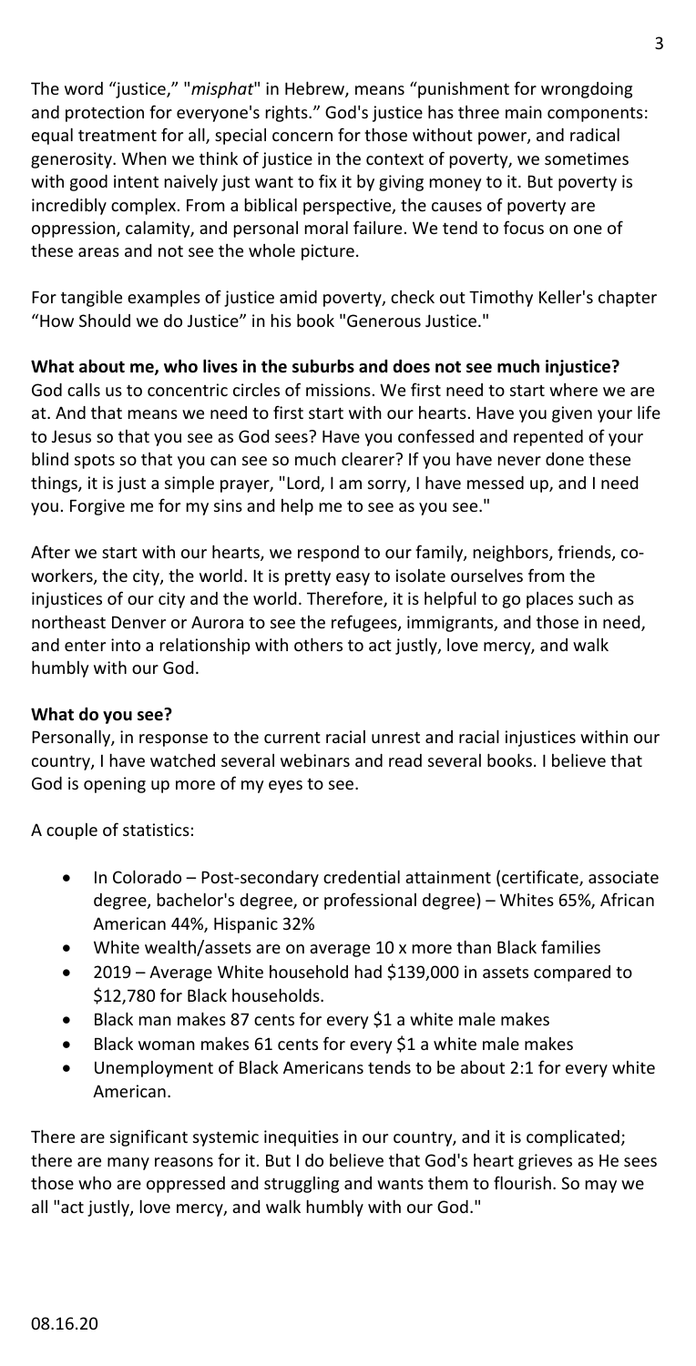The word "justice," "*misphat*" in Hebrew, means "punishment for wrongdoing and protection for everyone's rights." God's justice has three main components: equal treatment for all, special concern for those without power, and radical generosity. When we think of justice in the context of poverty, we sometimes with good intent naively just want to fix it by giving money to it. But poverty is incredibly complex. From a biblical perspective, the causes of poverty are oppression, calamity, and personal moral failure. We tend to focus on one of these areas and not see the whole picture.

For tangible examples of justice amid poverty, check out Timothy Keller's chapter "How Should we do Justice" in his book "Generous Justice."

**What about me, who lives in the suburbs and does not see much injustice?**
God calls us to concentric circles of missions. We first need to start where we are at. And that means we need to first start with our hearts. Have you given your life to Jesus so that you see as God sees? Have you confessed and repented of your blind spots so that you can see so much clearer? If you have never done these things, it is just a simple prayer, "Lord, I am sorry, I have messed up, and I need you. Forgive me for my sins and help me to see as you see."

After we start with our hearts, we respond to our family, neighbors, friends, co-workers, the city, the world. It is pretty easy to isolate ourselves from the injustices of our city and the world. Therefore, it is helpful to go places such as northeast Denver or Aurora to see the refugees, immigrants, and those in need, and enter into a relationship with others to act justly, love mercy, and walk humbly with our God.

**What do you see?**
Personally, in response to the current racial unrest and racial injustices within our country, I have watched several webinars and read several books. I believe that God is opening up more of my eyes to see.

A couple of statistics:

- In Colorado – Post-secondary credential attainment (certificate, associate degree, bachelor's degree, or professional degree) – Whites 65%, African American 44%, Hispanic 32%
- White wealth/assets are on average 10 x more than Black families
- 2019 – Average White household had $139,000 in assets compared to $12,780 for Black households.
- Black man makes 87 cents for every $1 a white male makes
- Black woman makes 61 cents for every $1 a white male makes
- Unemployment of Black Americans tends to be about 2:1 for every white American.

There are significant systemic inequities in our country, and it is complicated; there are many reasons for it. But I do believe that God's heart grieves as He sees those who are oppressed and struggling and wants them to flourish. So may we all "act justly, love mercy, and walk humbly with our God."

08.16.20